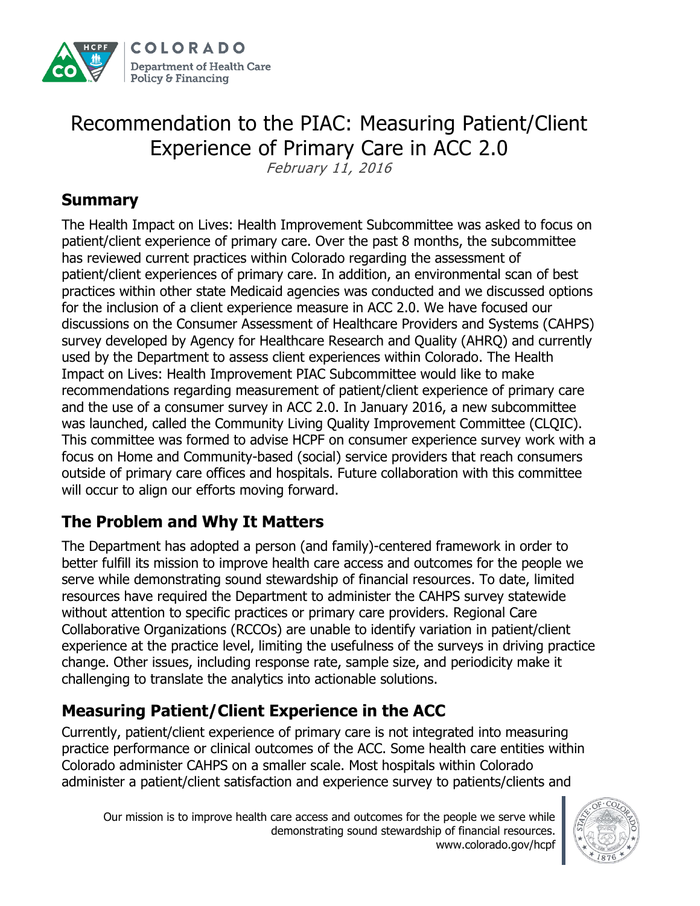# Recommendation to the PIAC: Measuring Patient/Client Experience of Primary Care in ACC 2.0

*February 11, 2016*

## Summary

The Health Impact on Lives: Health Improvement Subcommittee was asked to focus on patient/client experience of primary care. Over the past 8 months, the subcommittee has reviewed current practices within Colorado regarding the assessment of patient/client experiences of primary care. In addition, an environmental scan of best practices within other state Medicaid agencies was conducted and we discussed options for the inclusion of a client experience measure in ACC 2.0. We have focused our discussions on the Consumer Assessment of Healthcare Providers and Systems (CAHPS) survey developed by Agency for Healthcare Research and Quality (AHRQ) and currently used by the Department to assess client experiences within Colorado. The Health Impact on Lives: Health Improvement PIAC Subcommittee would like to make recommendations regarding measurement of patient/client experience of primary care and the use of a consumer survey in ACC 2.0. In January 2016, a new subcommittee was launched, called the Community Living Quality Improvement Committee (CLQIC). This committee was formed to advise HCPF on consumer experience survey work with a focus on Home and Community-based (social) service providers that reach consumers outside of primary care offices and hospitals. Future collaboration with this committee will occur to align our efforts moving forward.

## The Problem and Why It Matters

The Department has adopted a person (and family)-centered framework in order to better fulfill its mission to improve health care access and outcomes for the people we serve while demonstrating sound stewardship of financial resources. To date, limited resources have required the Department to administer the CAHPS survey statewide without attention to specific practices or primary care providers. Regional Care Collaborative Organizations (RCCOs) are unable to identify variation in patient/client experience at the practice level, limiting the usefulness of the surveys in driving practice change. Other issues, including response rate, sample size, and periodicity make it challenging to translate the analytics into actionable solutions.

## Measuring Patient/Client Experience in the ACC

Currently, patient/client experience of primary care is not integrated into measuring practice performance or clinical outcomes of the ACC. Some health care entities within Colorado administer CAHPS on a smaller scale. Most hospitals within Colorado administer a patient/client satisfaction and experience survey to patients/clients and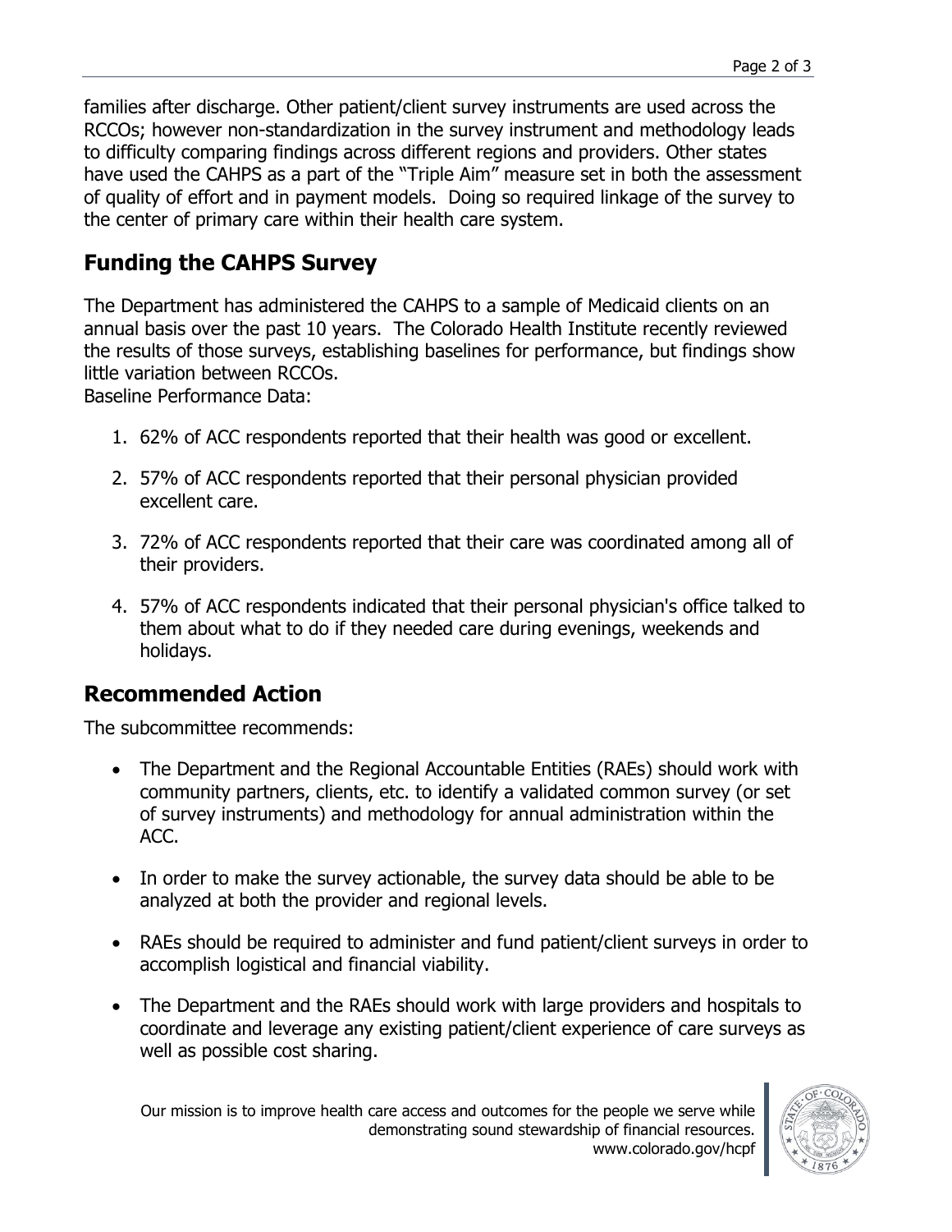families after discharge. Other patient/client survey instruments are used across the RCCOs; however non-standardization in the survey instrument and methodology leads to difficulty comparing findings across different regions and providers. Other states have used the CAHPS as a part of the "Triple Aim" measure set in both the assessment of quality of effort and in payment models. Doing so required linkage of the survey to the center of primary care within their health care system.

## Funding the CAHPS Survey

The Department has administered the CAHPS to a sample of Medicaid clients on an annual basis over the past 10 years. The Colorado Health Institute recently reviewed the results of those surveys, establishing baselines for performance, but findings show little variation between RCCOs.
Baseline Performance Data:

1. 62% of ACC respondents reported that their health was good or excellent.
2. 57% of ACC respondents reported that their personal physician provided excellent care.
3. 72% of ACC respondents reported that their care was coordinated among all of their providers.
4. 57% of ACC respondents indicated that their personal physician's office talked to them about what to do if they needed care during evenings, weekends and holidays.

## Recommended Action

The subcommittee recommends:

- The Department and the Regional Accountable Entities (RAEs) should work with community partners, clients, etc. to identify a validated common survey (or set of survey instruments) and methodology for annual administration within the ACC.
- In order to make the survey actionable, the survey data should be able to be analyzed at both the provider and regional levels.
- RAEs should be required to administer and fund patient/client surveys in order to accomplish logistical and financial viability.
- The Department and the RAEs should work with large providers and hospitals to coordinate and leverage any existing patient/client experience of care surveys as well as possible cost sharing.

Our mission is to improve health care access and outcomes for the people we serve while demonstrating sound stewardship of financial resources.
www.colorado.gov/hcpf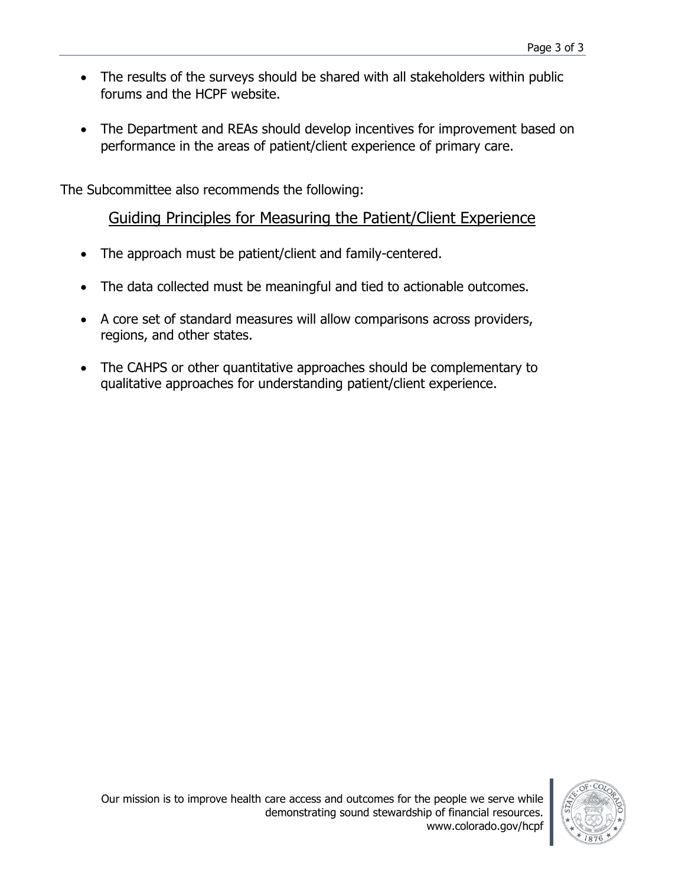- The results of the surveys should be shared with all stakeholders within public forums and the HCPF website.

- The Department and REAs should develop incentives for improvement based on performance in the areas of patient/client experience of primary care.

The Subcommittee also recommends the following:

## Guiding Principles for Measuring the Patient/Client Experience

- The approach must be patient/client and family-centered.

- The data collected must be meaningful and tied to actionable outcomes.

- A core set of standard measures will allow comparisons across providers, regions, and other states.

- The CAHPS or other quantitative approaches should be complementary to qualitative approaches for understanding patient/client experience.